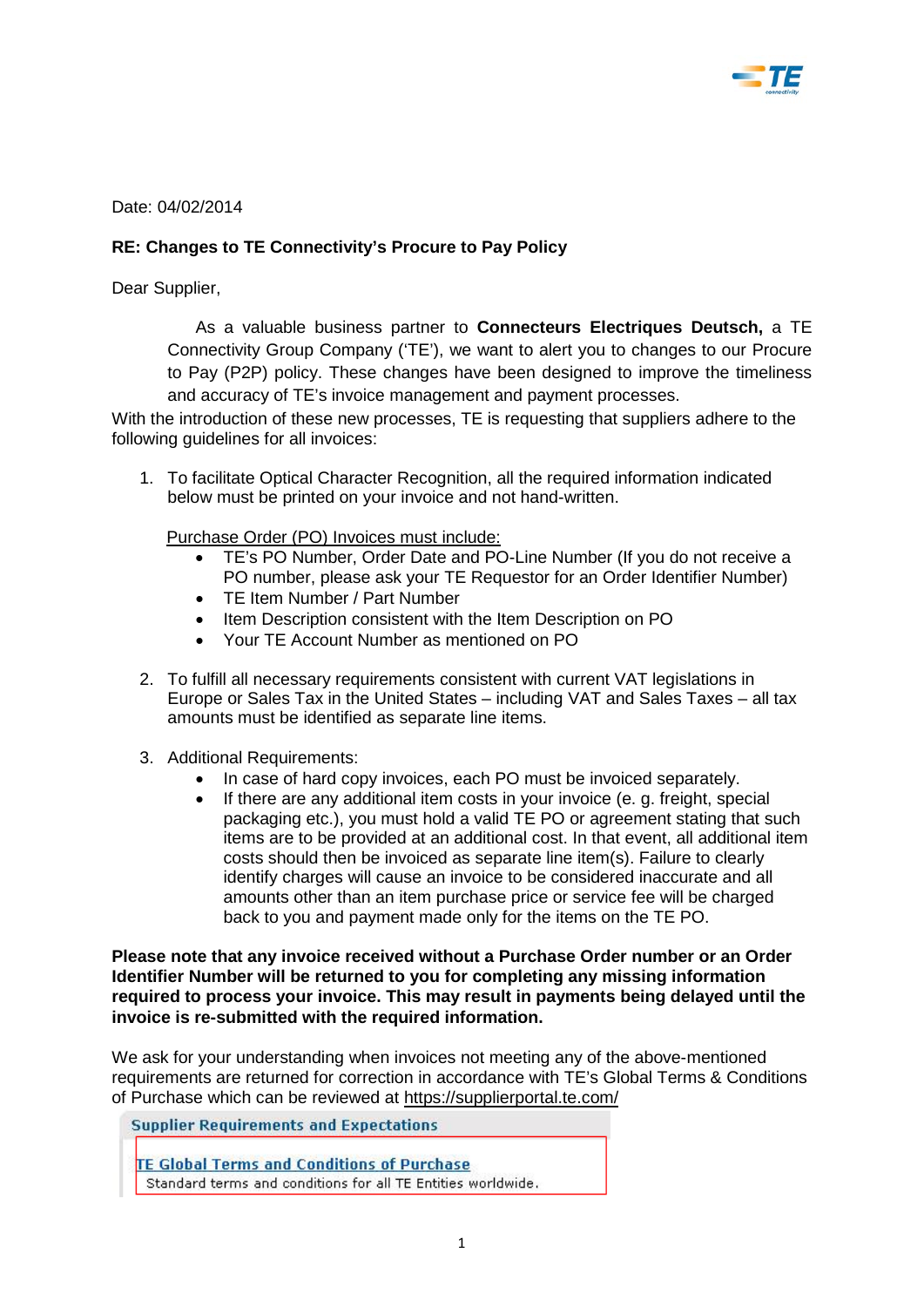Date: 04/02/2014

**RE: Changes to TE Connectivity's Procure to Pay Policy**

Dear Supplier,

As a valuable business partner to **Connecteurs Electriques Deutsch,** a TE Connectivity Group Company ('TE'), we want to alert you to changes to our Procure to Pay (P2P) policy. These changes have been designed to improve the timeliness and accuracy of TE's invoice management and payment processes.

With the introduction of these new processes, TE is requesting that suppliers adhere to the following guidelines for all invoices:

1. To facilitate Optical Character Recognition, all the required information indicated below must be printed on your invoice and not hand-written.

   <u>Purchase Order (PO) Invoices must include:</u>
   - TE's PO Number, Order Date and PO-Line Number (If you do not receive a PO number, please ask your TE Requestor for an Order Identifier Number)
   - TE Item Number / Part Number
   - Item Description consistent with the Item Description on PO
   - Your TE Account Number as mentioned on PO

2. To fulfill all necessary requirements consistent with current VAT legislations in Europe or Sales Tax in the United States – including VAT and Sales Taxes – all tax amounts must be identified as separate line items.

3. Additional Requirements:
   - In case of hard copy invoices, each PO must be invoiced separately.
   - If there are any additional item costs in your invoice (e. g. freight, special packaging etc.), you must hold a valid TE PO or agreement stating that such items are to be provided at an additional cost. In that event, all additional item costs should then be invoiced as separate line item(s). Failure to clearly identify charges will cause an invoice to be considered inaccurate and all amounts other than an item purchase price or service fee will be charged back to you and payment made only for the items on the TE PO.

**Please note that any invoice received without a Purchase Order number or an Order Identifier Number will be returned to you for completing any missing information required to process your invoice. This may result in payments being delayed until the invoice is re-submitted with the required information.**

We ask for your understanding when invoices not meeting any of the above-mentioned requirements are returned for correction in accordance with TE's Global Terms & Conditions of Purchase which can be reviewed at https://supplierportal.te.com/

**Supplier Requirements and Expectations**

TE Global Terms and Conditions of Purchase
Standard terms and conditions for all TE Entities worldwide.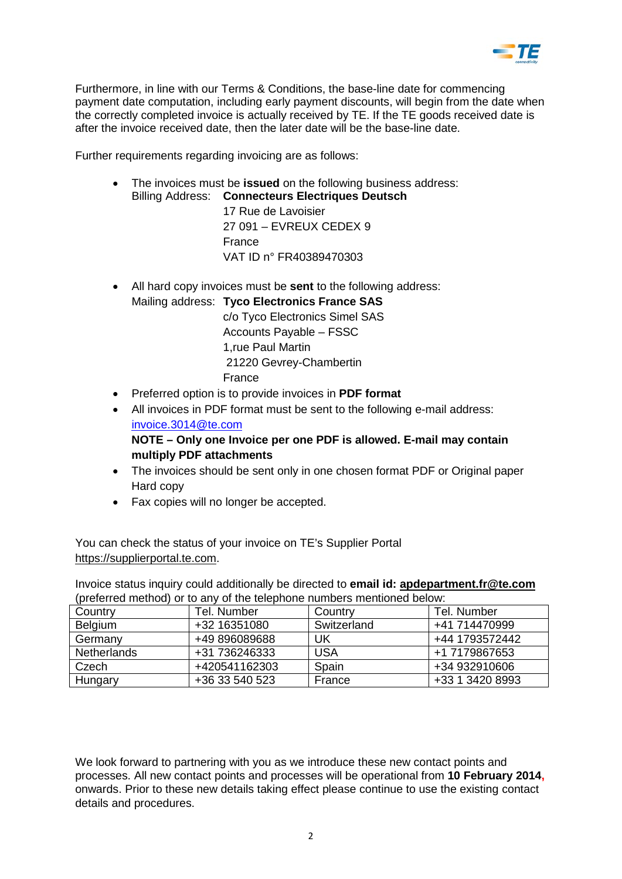Furthermore, in line with our Terms & Conditions, the base-line date for commencing payment date computation, including early payment discounts, will begin from the date when the correctly completed invoice is actually received by TE. If the TE goods received date is after the invoice received date, then the later date will be the base-line date.

Further requirements regarding invoicing are as follows:

- The invoices must be **issued** on the following business address:
  Billing Address: **Connecteurs Electriques Deutsch**
  17 Rue de Lavoisier
  27 091 – EVREUX CEDEX 9
  France
  VAT ID n° FR40389470303

- All hard copy invoices must be **sent** to the following address:
  Mailing address: **Tyco Electronics France SAS**
  c/o Tyco Electronics Simel SAS
  Accounts Payable – FSSC
  1,rue Paul Martin
  21220 Gevrey-Chambertin
  France
- Preferred option is to provide invoices in **PDF format**
- All invoices in PDF format must be sent to the following e-mail address: invoice.3014@te.com
  **NOTE – Only one Invoice per one PDF is allowed. E-mail may contain multiply PDF attachments**
- The invoices should be sent only in one chosen format PDF or Original paper Hard copy
- Fax copies will no longer be accepted.

You can check the status of your invoice on TE's Supplier Portal https://supplierportal.te.com.

Invoice status inquiry could additionally be directed to **email id: apdepartment.fr@te.com** (preferred method) or to any of the telephone numbers mentioned below:

| Country | Tel. Number | Country | Tel. Number |
|---|---|---|---|
| Belgium | +32 16351080 | Switzerland | +41 714470999 |
| Germany | +49 896089688 | UK | +44 1793572442 |
| Netherlands | +31 736246333 | USA | +1 7179867653 |
| Czech | +420541162303 | Spain | +34 932910606 |
| Hungary | +36 33 540 523 | France | +33 1 3420 8993 |

We look forward to partnering with you as we introduce these new contact points and processes. All new contact points and processes will be operational from **10 February 2014,** onwards. Prior to these new details taking effect please continue to use the existing contact details and procedures.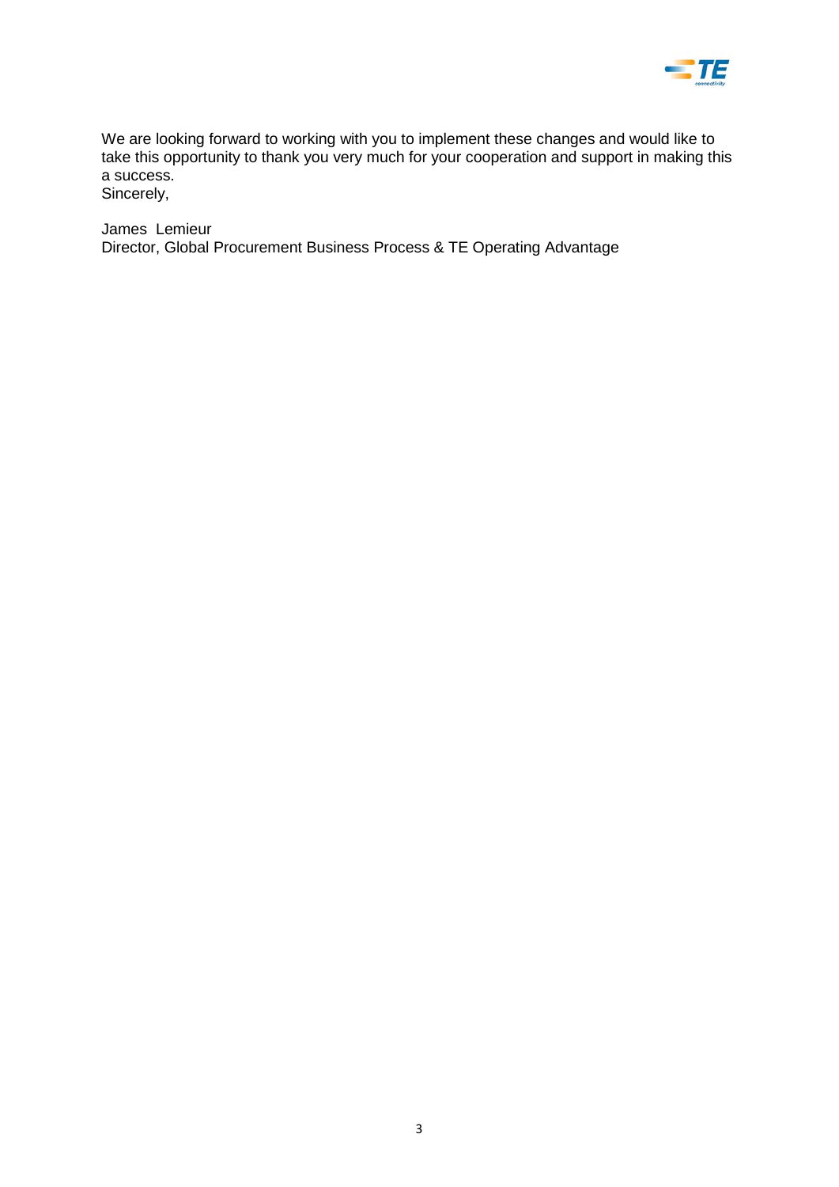We are looking forward to working with you to implement these changes and would like to take this opportunity to thank you very much for your cooperation and support in making this a success.
Sincerely,

James Lemieur
Director, Global Procurement Business Process & TE Operating Advantage